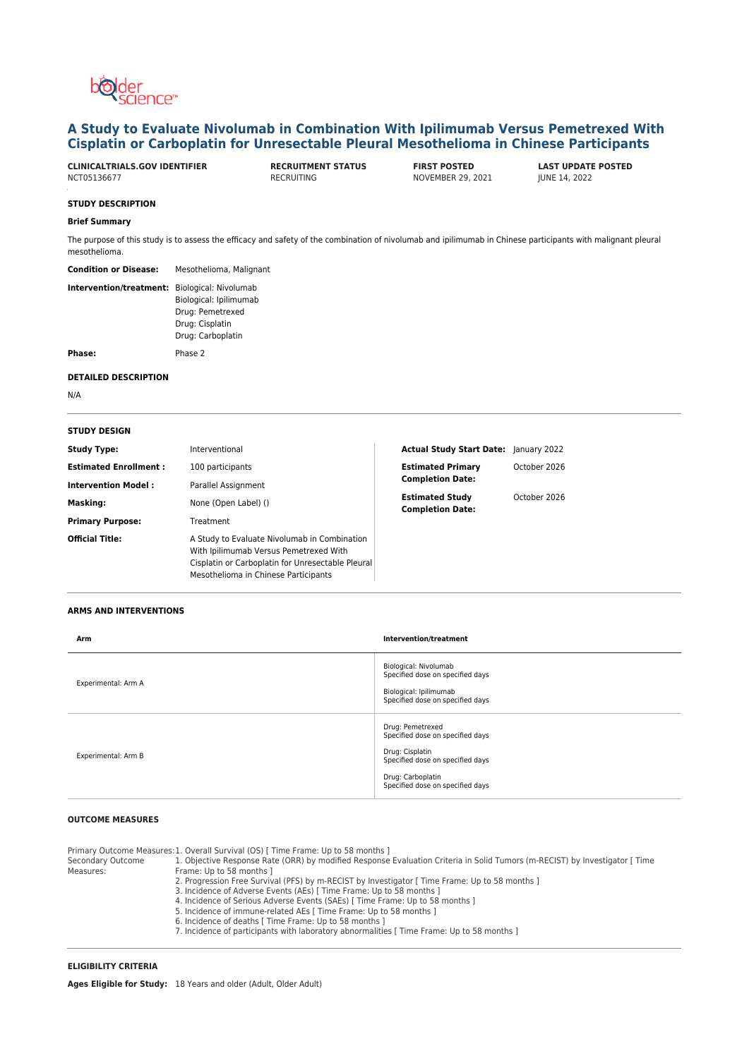# A Study to Evaluate Nivolumab in Combination With Ipilimumab Versus Pemetrexed With Cisplatin or Carboplatin for Unresectable Pleural Mesothelioma in Chinese Participants

| CLINICALTRIALS.GOV IDENTIFIER | RECRUITMENT STATUS | FIRST POSTED | LAST UPDATE POSTED |
|---|---|---|---|
| NCT05136677 | RECRUITING | NOVEMBER 29, 2021 | JUNE 14, 2022 |

## STUDY DESCRIPTION

### Brief Summary

The purpose of this study is to assess the efficacy and safety of the combination of nivolumab and ipilimumab in Chinese participants with malignant pleural mesothelioma.

**Condition or Disease:** Mesothelioma, Malignant

**Intervention/treatment:** Biological: Nivolumab
Biological: Ipilimumab
Drug: Pemetrexed
Drug: Cisplatin
Drug: Carboplatin

**Phase:** Phase 2

## DETAILED DESCRIPTION

N/A

## STUDY DESIGN

**Study Type:** Interventional

**Estimated Enrollment :** 100 participants

**Intervention Model :** Parallel Assignment

**Masking:** None (Open Label) ()

**Primary Purpose:** Treatment

**Official Title:** A Study to Evaluate Nivolumab in Combination With Ipilimumab Versus Pemetrexed With Cisplatin or Carboplatin for Unresectable Pleural Mesothelioma in Chinese Participants

**Actual Study Start Date:** January 2022

**Estimated Primary Completion Date:** October 2026

**Estimated Study Completion Date:** October 2026

## ARMS AND INTERVENTIONS

| Arm | Intervention/treatment |
|---|---|
| Experimental: Arm A | Biological: Nivolumab<br>Specified dose on specified days<br><br>Biological: Ipilimumab<br>Specified dose on specified days |
| Experimental: Arm B | Drug: Pemetrexed<br>Specified dose on specified days<br><br>Drug: Cisplatin<br>Specified dose on specified days<br><br>Drug: Carboplatin<br>Specified dose on specified days |

## OUTCOME MEASURES

**Primary Outcome Measures:**
1. Overall Survival (OS) [ Time Frame: Up to 58 months ]

**Secondary Outcome Measures:**
1. Objective Response Rate (ORR) by modified Response Evaluation Criteria in Solid Tumors (m-RECIST) by Investigator [ Time Frame: Up to 58 months ]
2. Progression Free Survival (PFS) by m-RECIST by Investigator [ Time Frame: Up to 58 months ]
3. Incidence of Adverse Events (AEs) [ Time Frame: Up to 58 months ]
4. Incidence of Serious Adverse Events (SAEs) [ Time Frame: Up to 58 months ]
5. Incidence of immune-related AEs [ Time Frame: Up to 58 months ]
6. Incidence of deaths [ Time Frame: Up to 58 months ]
7. Incidence of participants with laboratory abnormalities [ Time Frame: Up to 58 months ]

## ELIGIBILITY CRITERIA

**Ages Eligible for Study:** 18 Years and older (Adult, Older Adult)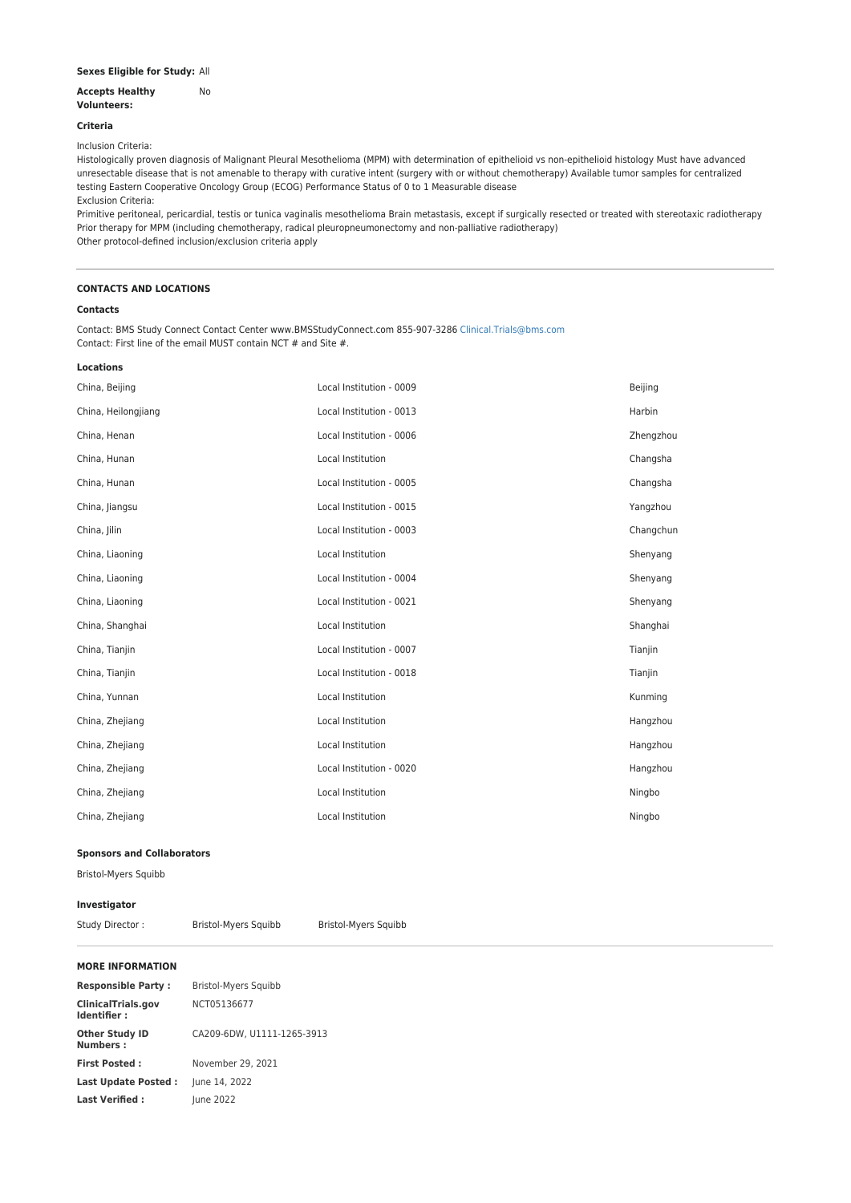**Sexes Eligible for Study:** All

**Accepts Healthy Volunteers:** No

**Criteria**

Inclusion Criteria:

Histologically proven diagnosis of Malignant Pleural Mesothelioma (MPM) with determination of epithelioid vs non-epithelioid histology Must have advanced unresectable disease that is not amenable to therapy with curative intent (surgery with or without chemotherapy) Available tumor samples for centralized testing Eastern Cooperative Oncology Group (ECOG) Performance Status of 0 to 1 Measurable disease

Exclusion Criteria:

Primitive peritoneal, pericardial, testis or tunica vaginalis mesothelioma Brain metastasis, except if surgically resected or treated with stereotaxic radiotherapy Prior therapy for MPM (including chemotherapy, radical pleuropneumonectomy and non-palliative radiotherapy)

Other protocol-defined inclusion/exclusion criteria apply

---

**CONTACTS AND LOCATIONS**

**Contacts**

Contact: BMS Study Connect Contact Center www.BMSStudyConnect.com 855-907-3286 Clinical.Trials@bms.com

Contact: First line of the email MUST contain NCT # and Site #.

**Locations**

| | | |
|---|---|---|
| China, Beijing | Local Institution - 0009 | Beijing |
| China, Heilongjiang | Local Institution - 0013 | Harbin |
| China, Henan | Local Institution - 0006 | Zhengzhou |
| China, Hunan | Local Institution | Changsha |
| China, Hunan | Local Institution - 0005 | Changsha |
| China, Jiangsu | Local Institution - 0015 | Yangzhou |
| China, Jilin | Local Institution - 0003 | Changchun |
| China, Liaoning | Local Institution | Shenyang |
| China, Liaoning | Local Institution - 0004 | Shenyang |
| China, Liaoning | Local Institution - 0021 | Shenyang |
| China, Shanghai | Local Institution | Shanghai |
| China, Tianjin | Local Institution - 0007 | Tianjin |
| China, Tianjin | Local Institution - 0018 | Tianjin |
| China, Yunnan | Local Institution | Kunming |
| China, Zhejiang | Local Institution | Hangzhou |
| China, Zhejiang | Local Institution | Hangzhou |
| China, Zhejiang | Local Institution - 0020 | Hangzhou |
| China, Zhejiang | Local Institution | Ningbo |
| China, Zhejiang | Local Institution | Ningbo |

**Sponsors and Collaborators**

Bristol-Myers Squibb

**Investigator**

| | | |
|---|---|---|
| Study Director : | Bristol-Myers Squibb | Bristol-Myers Squibb |

---

**MORE INFORMATION**

| | |
|---|---|
| **Responsible Party :** | Bristol-Myers Squibb |
| **ClinicalTrials.gov Identifier :** | NCT05136677 |
| **Other Study ID Numbers :** | CA209-6DW, U1111-1265-3913 |
| **First Posted :** | November 29, 2021 |
| **Last Update Posted :** | June 14, 2022 |
| **Last Verified :** | June 2022 |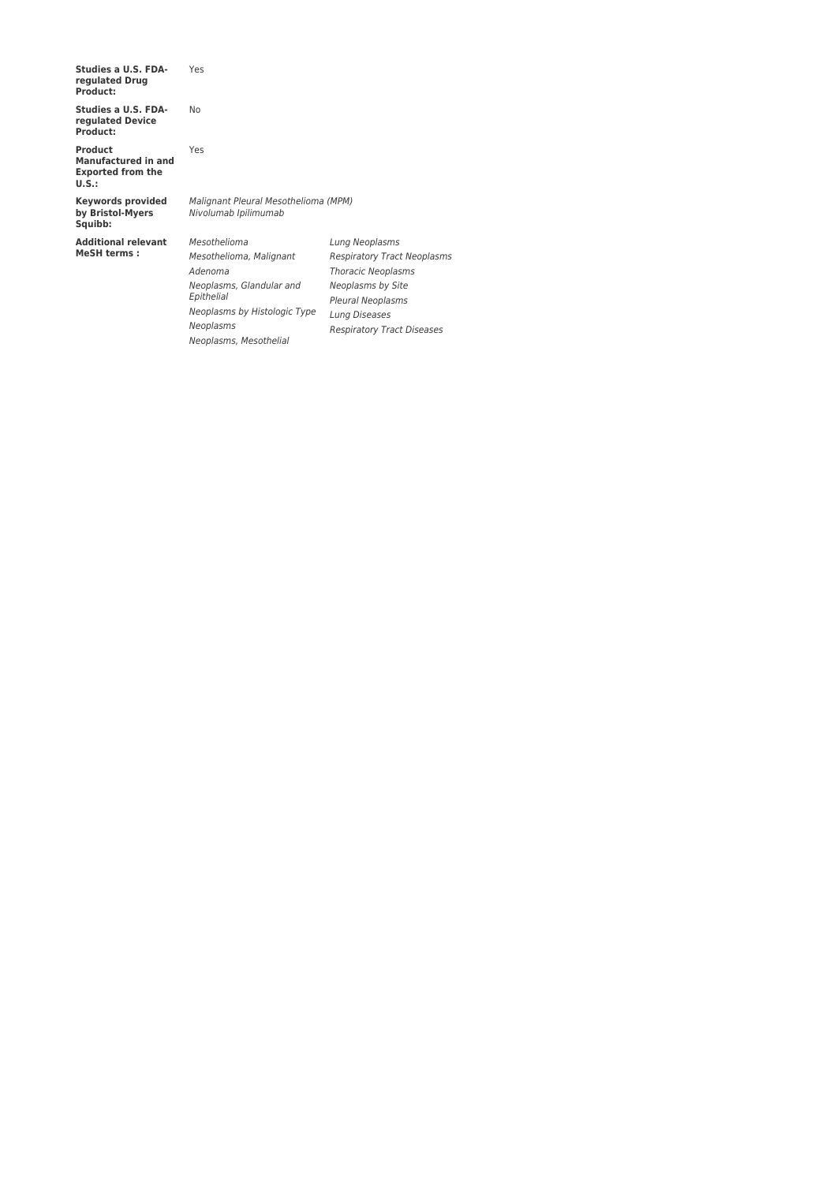| | |
|---|---|
| **Studies a U.S. FDA-regulated Drug Product:** | Yes |
| **Studies a U.S. FDA-regulated Device Product:** | No |
| **Product Manufactured in and Exported from the U.S.:** | Yes |
| **Keywords provided by Bristol-Myers Squibb:** | *Malignant Pleural Mesothelioma (MPM)*<br>*Nivolumab Ipilimumab* |

**Additional relevant MeSH terms :**

| | |
|---|---|
| *Mesothelioma* | *Lung Neoplasms* |
| *Mesothelioma, Malignant* | *Respiratory Tract Neoplasms* |
| *Adenoma* | *Thoracic Neoplasms* |
| *Neoplasms, Glandular and Epithelial* | *Neoplasms by Site* |
| *Neoplasms by Histologic Type* | *Pleural Neoplasms* |
| *Neoplasms* | *Lung Diseases* |
| *Neoplasms, Mesothelial* | *Respiratory Tract Diseases* |